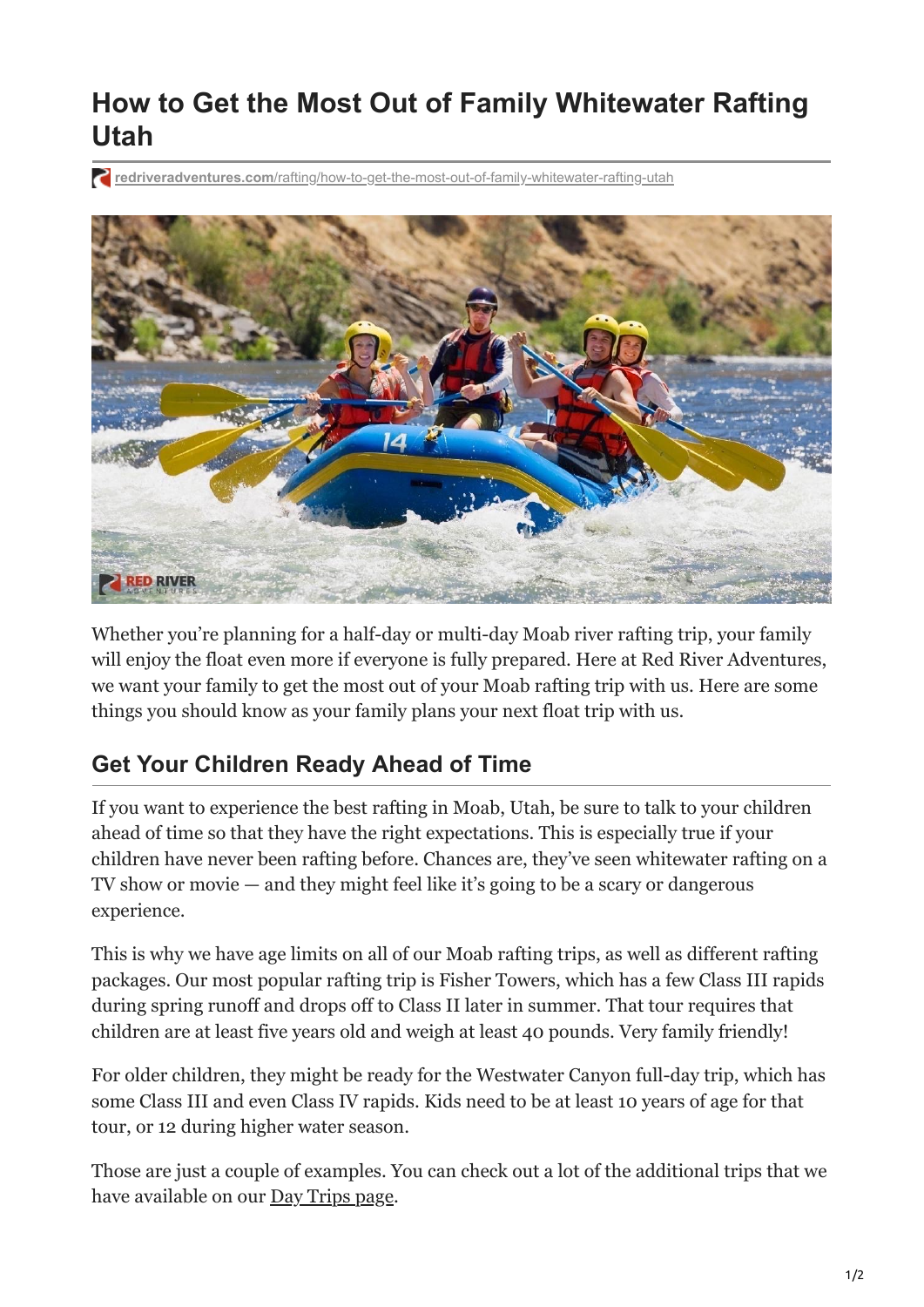# How to Get the Most Out of Family Whitewater Rafting Utah

redriveradventures.com/rafting/how-to-get-the-most-out-of-family-whitewater-rafting-utah

Whether you're planning for a half-day or multi-day Moab river rafting trip, your family will enjoy the float even more if everyone is fully prepared. Here at Red River Adventures, we want your family to get the most out of your Moab rafting trip with us. Here are some things you should know as your family plans your next float trip with us.

## Get Your Children Ready Ahead of Time

If you want to experience the best rafting in Moab, Utah, be sure to talk to your children ahead of time so that they have the right expectations. This is especially true if your children have never been rafting before. Chances are, they've seen whitewater rafting on a TV show or movie — and they might feel like it's going to be a scary or dangerous experience.

This is why we have age limits on all of our Moab rafting trips, as well as different rafting packages. Our most popular rafting trip is Fisher Towers, which has a few Class III rapids during spring runoff and drops off to Class II later in summer. That tour requires that children are at least five years old and weigh at least 40 pounds. Very family friendly!

For older children, they might be ready for the Westwater Canyon full-day trip, which has some Class III and even Class IV rapids. Kids need to be at least 10 years of age for that tour, or 12 during higher water season.

Those are just a couple of examples. You can check out a lot of the additional trips that we have available on our Day Trips page.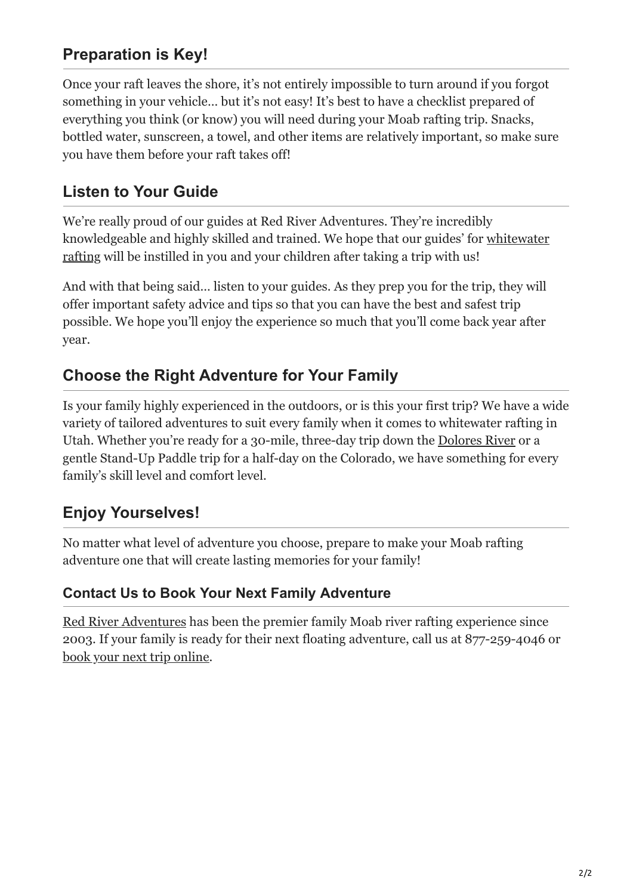## Preparation is Key!

Once your raft leaves the shore, it's not entirely impossible to turn around if you forgot something in your vehicle… but it's not easy! It's best to have a checklist prepared of everything you think (or know) you will need during your Moab rafting trip. Snacks, bottled water, sunscreen, a towel, and other items are relatively important, so make sure you have them before your raft takes off!

## Listen to Your Guide

We're really proud of our guides at Red River Adventures. They're incredibly knowledgeable and highly skilled and trained. We hope that our guides' for whitewater rafting will be instilled in you and your children after taking a trip with us!

And with that being said… listen to your guides. As they prep you for the trip, they will offer important safety advice and tips so that you can have the best and safest trip possible. We hope you'll enjoy the experience so much that you'll come back year after year.

## Choose the Right Adventure for Your Family

Is your family highly experienced in the outdoors, or is this your first trip? We have a wide variety of tailored adventures to suit every family when it comes to whitewater rafting in Utah. Whether you're ready for a 30-mile, three-day trip down the Dolores River or a gentle Stand-Up Paddle trip for a half-day on the Colorado, we have something for every family's skill level and comfort level.

## Enjoy Yourselves!

No matter what level of adventure you choose, prepare to make your Moab rafting adventure one that will create lasting memories for your family!

### Contact Us to Book Your Next Family Adventure

Red River Adventures has been the premier family Moab river rafting experience since 2003. If your family is ready for their next floating adventure, call us at 877-259-4046 or book your next trip online.